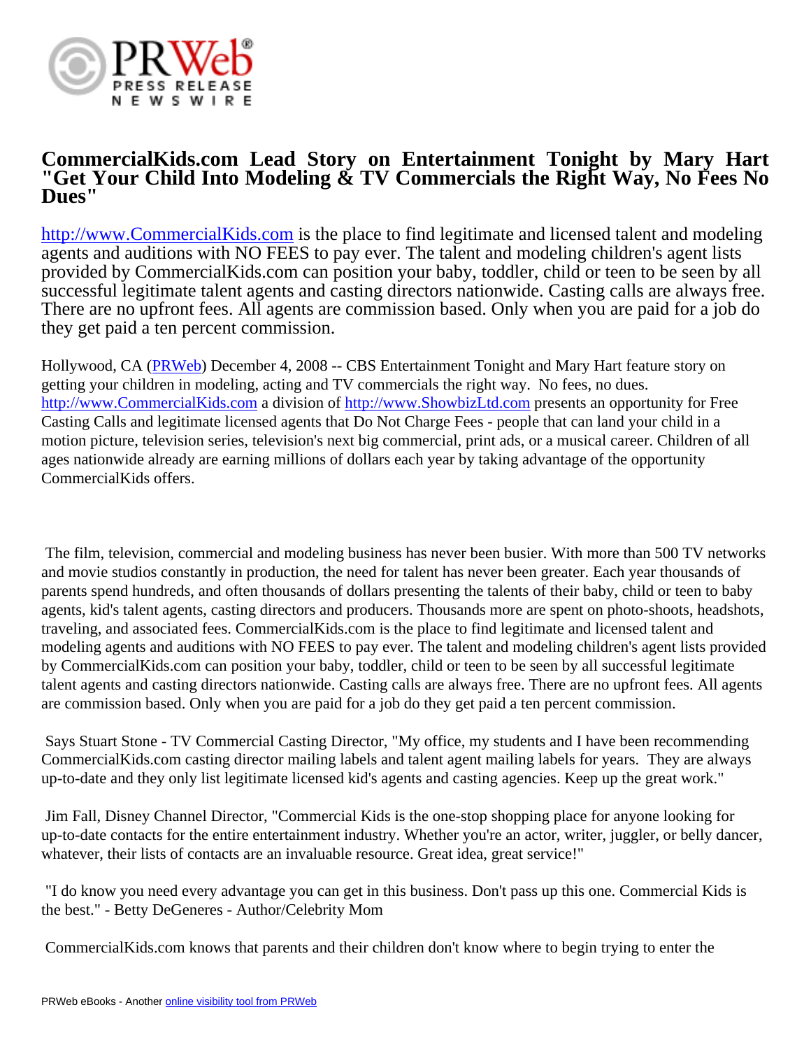# CommercialKids.com Lead Story on Entertainment Tonight by Mary Hart "Get Your Child Into Modeling & TV Commercials the Right Way, No Fees No Dues"

http://www.CommercialKids.com is the place to find legitimate and licensed talent and modeling agents and auditions with NO FEES to pay ever. The talent and modeling children's agent lists provided by CommercialKids.com can position your baby, toddler, child or teen to be seen by all successful legitimate talent agents and casting directors nationwide. Casting calls are always free. There are no upfront fees. All agents are commission based. Only when you are paid for a job do they get paid a ten percent commission.

Hollywood, CA (PRWeb) December 4, 2008 -- CBS Entertainment Tonight and Mary Hart feature story on getting your children in modeling, acting and TV commercials the right way. No fees, no dues. http://www.CommercialKids.com a division of http://www.ShowbizLtd.com presents an opportunity for Free Casting Calls and legitimate licensed agents that Do Not Charge Fees - people that can land your child in a motion picture, television series, television's next big commercial, print ads, or a musical career. Children of all ages nationwide already are earning millions of dollars each year by taking advantage of the opportunity CommercialKids offers.

The film, television, commercial and modeling business has never been busier. With more than 500 TV networks and movie studios constantly in production, the need for talent has never been greater. Each year thousands of parents spend hundreds, and often thousands of dollars presenting the talents of their baby, child or teen to baby agents, kid's talent agents, casting directors and producers. Thousands more are spent on photo-shoots, headshots, traveling, and associated fees. CommercialKids.com is the place to find legitimate and licensed talent and modeling agents and auditions with NO FEES to pay ever. The talent and modeling children's agent lists provided by CommercialKids.com can position your baby, toddler, child or teen to be seen by all successful legitimate talent agents and casting directors nationwide. Casting calls are always free. There are no upfront fees. All agents are commission based. Only when you are paid for a job do they get paid a ten percent commission.

Says Stuart Stone - TV Commercial Casting Director, "My office, my students and I have been recommending CommercialKids.com casting director mailing labels and talent agent mailing labels for years. They are always up-to-date and they only list legitimate licensed kid's agents and casting agencies. Keep up the great work."

Jim Fall, Disney Channel Director, "Commercial Kids is the one-stop shopping place for anyone looking for up-to-date contacts for the entire entertainment industry. Whether you're an actor, writer, juggler, or belly dancer, whatever, their lists of contacts are an invaluable resource. Great idea, great service!"

"I do know you need every advantage you can get in this business. Don't pass up this one. Commercial Kids is the best." - Betty DeGeneres - Author/Celebrity Mom

CommercialKids.com knows that parents and their children don't know where to begin trying to enter the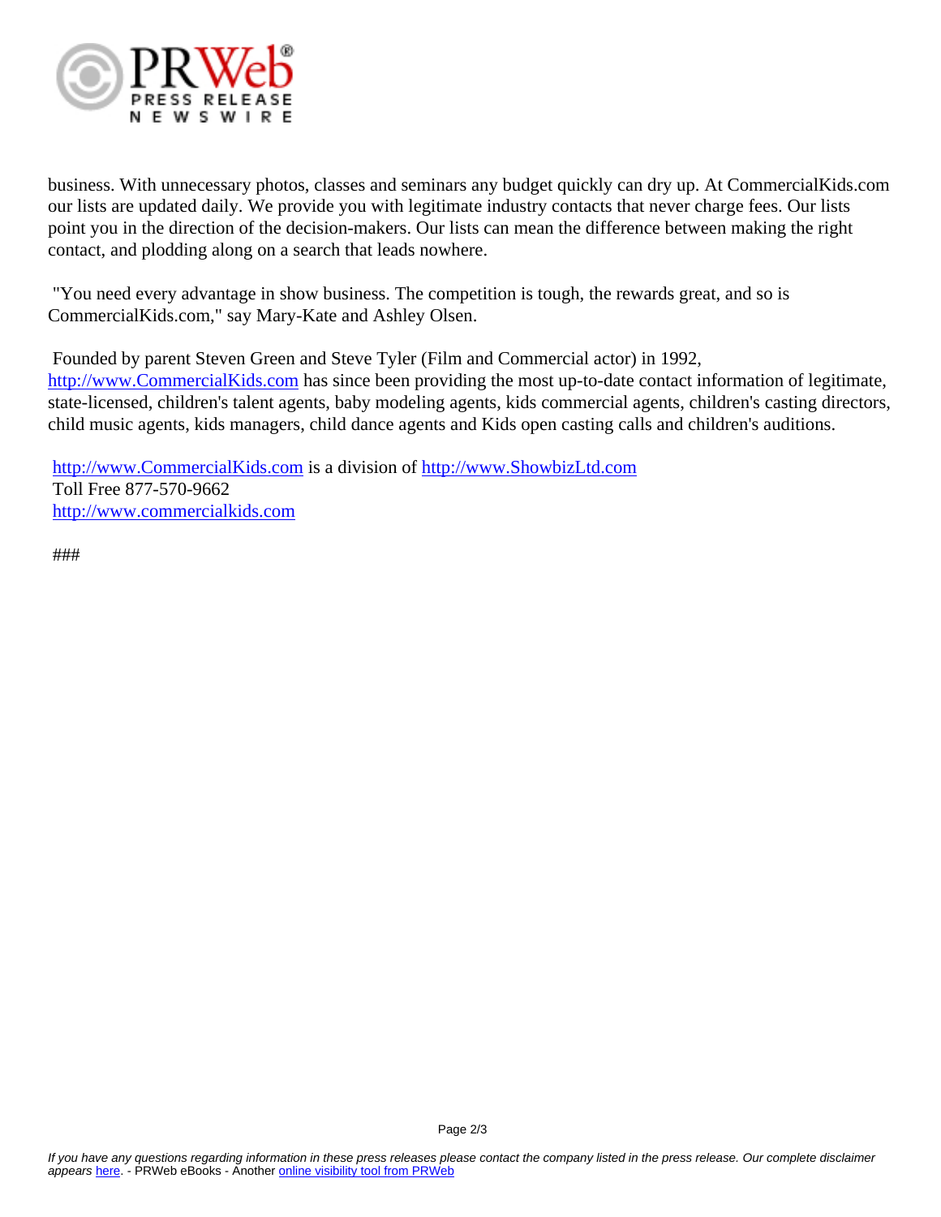business. With unnecessary photos, classes and seminars any budget quickly can dry up. At CommercialKids.com our lists are updated daily. We provide you with legitimate industry contacts that never charge fees. Our lists point you in the direction of the decision-makers. Our lists can mean the difference between making the right contact, and plodding along on a search that leads nowhere.

"You need every advantage in show business. The competition is tough, the rewards great, and so is CommercialKids.com," say Mary-Kate and Ashley Olsen.

Founded by parent Steven Green and Steve Tyler (Film and Commercial actor) in 1992, http://www.CommercialKids.com has since been providing the most up-to-date contact information of legitimate, state-licensed, children's talent agents, baby modeling agents, kids commercial agents, children's casting directors, child music agents, kids managers, child dance agents and Kids open casting calls and children's auditions.

http://www.CommercialKids.com is a division of http://www.ShowbizLtd.com
Toll Free 877-570-9662
http://www.commercialkids.com

###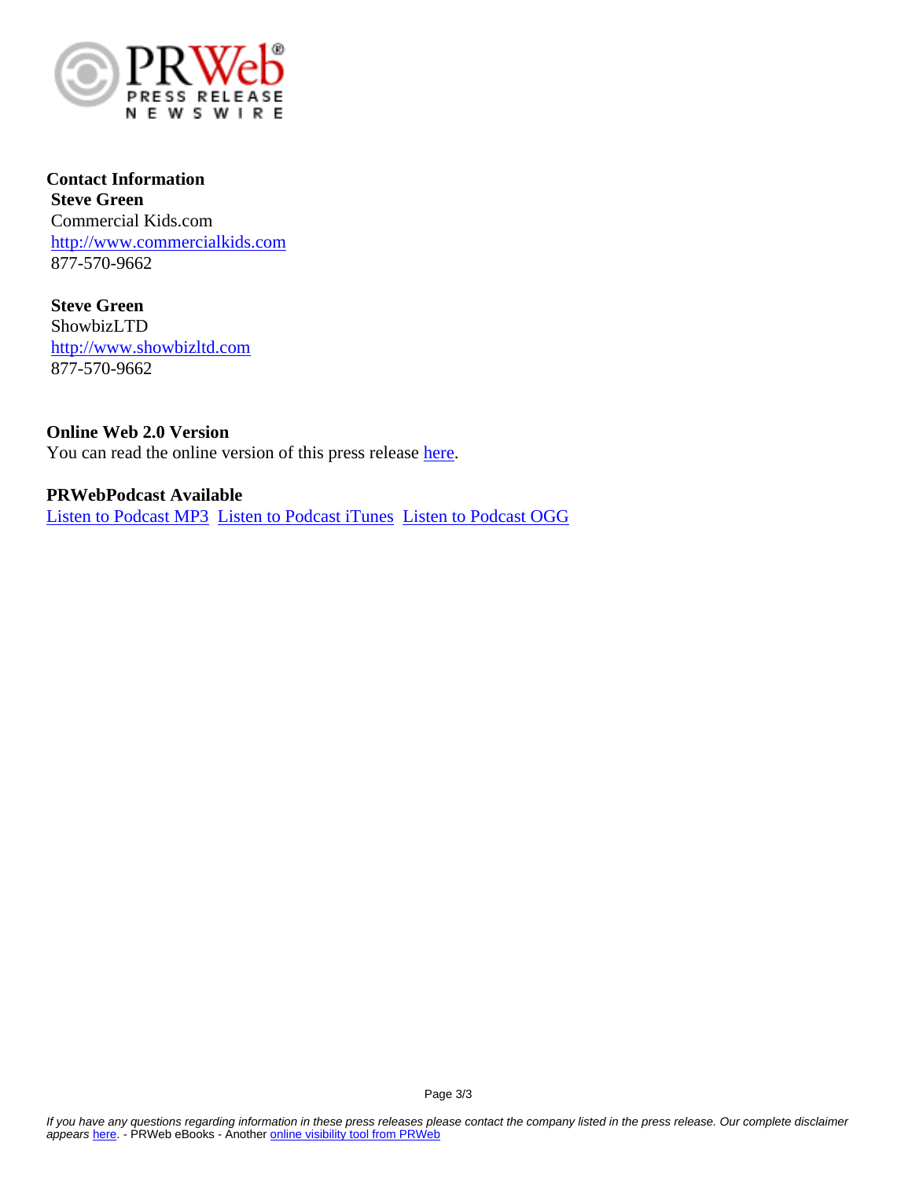**Contact Information**
**Steve Green**
Commercial Kids.com
http://www.commercialkids.com
877-570-9662

**Steve Green**
ShowbizLTD
http://www.showbizltd.com
877-570-9662

**Online Web 2.0 Version**
You can read the online version of this press release here.

**PRWebPodcast Available**
Listen to Podcast MP3 Listen to Podcast iTunes Listen to Podcast OGG

*If you have any questions regarding information in these press releases please contact the company listed in the press release. Our complete disclaimer appears here.* - PRWeb eBooks - Another online visibility tool from PRWeb